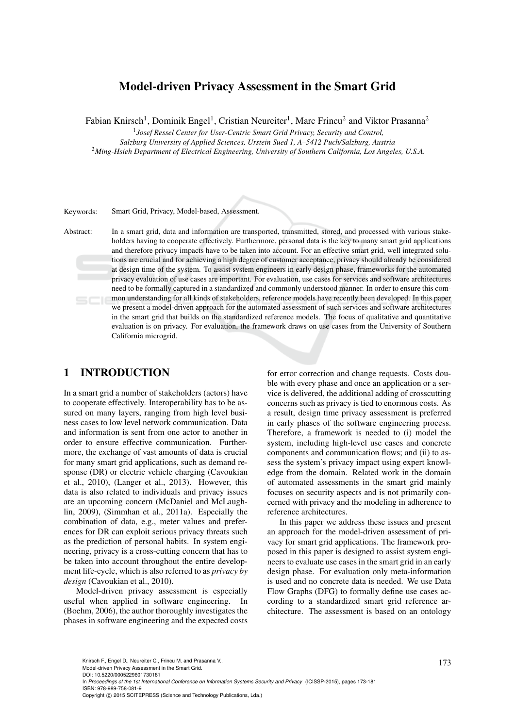# Model-driven Privacy Assessment in the Smart Grid

Fabian Knirsch[1], Dominik Engel[1], Cristian Neureiter[1], Marc Frincu[2] and Viktor Prasanna[2]

[1] *Josef Ressel Center for User-Centric Smart Grid Privacy, Security and Control, Salzburg University of Applied Sciences, Urstein Sued 1, A–5412 Puch/Salzburg, Austria*

[2] *Ming-Hsieh Department of Electrical Engineering, University of Southern California, Los Angeles, U.S.A.*

Keywords: Smart Grid, Privacy, Model-based, Assessment.

Abstract: In a smart grid, data and information are transported, transmitted, stored, and processed with various stakeholders having to cooperate effectively. Furthermore, personal data is the key to many smart grid applications and therefore privacy impacts have to be taken into account. For an effective smart grid, well integrated solutions are crucial and for achieving a high degree of customer acceptance, privacy should already be considered at design time of the system. To assist system engineers in early design phase, frameworks for the automated privacy evaluation of use cases are important. For evaluation, use cases for services and software architectures need to be formally captured in a standardized and commonly understood manner. In order to ensure this common understanding for all kinds of stakeholders, reference models have recently been developed. In this paper we present a model-driven approach for the automated assessment of such services and software architectures in the smart grid that builds on the standardized reference models. The focus of qualitative and quantitative evaluation is on privacy. For evaluation, the framework draws on use cases from the University of Southern California microgrid.

## 1 INTRODUCTION

In a smart grid a number of stakeholders (actors) have to cooperate effectively. Interoperability has to be assured on many layers, ranging from high level business cases to low level network communication. Data and information is sent from one actor to another in order to ensure effective communication. Furthermore, the exchange of vast amounts of data is crucial for many smart grid applications, such as demand response (DR) or electric vehicle charging (Cavoukian et al., 2010), (Langer et al., 2013). However, this data is also related to individuals and privacy issues are an upcoming concern (McDaniel and McLaughlin, 2009), (Simmhan et al., 2011a). Especially the combination of data, e.g., meter values and preferences for DR can exploit serious privacy threats such as the prediction of personal habits. In system engineering, privacy is a cross-cutting concern that has to be taken into account throughout the entire development life-cycle, which is also referred to as *privacy by design* (Cavoukian et al., 2010).

Model-driven privacy assessment is especially useful when applied in software engineering. In (Boehm, 2006), the author thoroughly investigates the phases in software engineering and the expected costs for error correction and change requests. Costs double with every phase and once an application or a service is delivered, the additional adding of crosscutting concerns such as privacy is tied to enormous costs. As a result, design time privacy assessment is preferred in early phases of the software engineering process. Therefore, a framework is needed to (i) model the system, including high-level use cases and concrete components and communication flows; and (ii) to assess the system's privacy impact using expert knowledge from the domain. Related work in the domain of automated assessments in the smart grid mainly focuses on security aspects and is not primarily concerned with privacy and the modeling in adherence to reference architectures.

In this paper we address these issues and present an approach for the model-driven assessment of privacy for smart grid applications. The framework proposed in this paper is designed to assist system engineers to evaluate use cases in the smart grid in an early design phase. For evaluation only meta-information is used and no concrete data is needed. We use Data Flow Graphs (DFG) to formally define use cases according to a standardized smart grid reference architecture. The assessment is based on an ontology

Knirsch F., Engel D., Neureiter C., Frincu M. and Prasanna V..
Model-driven Privacy Assessment in the Smart Grid.
DOI: 10.5220/0005229601730181
In *Proceedings of the 1st International Conference on Information Systems Security and Privacy* (ICISSP-2015), pages 173-181
ISBN: 978-989-758-081-9
Copyright © 2015 SCITEPRESS (Science and Technology Publications, Lda.)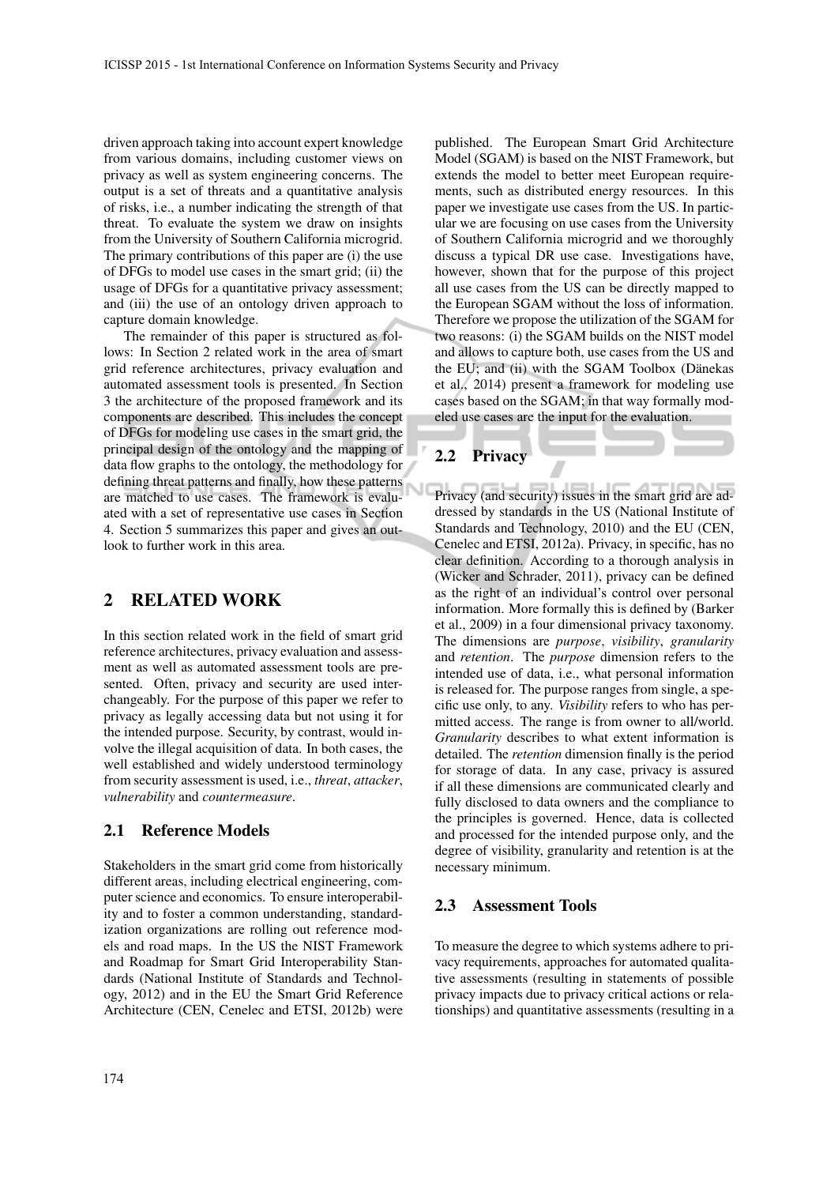driven approach taking into account expert knowledge from various domains, including customer views on privacy as well as system engineering concerns. The output is a set of threats and a quantitative analysis of risks, i.e., a number indicating the strength of that threat. To evaluate the system we draw on insights from the University of Southern California microgrid. The primary contributions of this paper are (i) the use of DFGs to model use cases in the smart grid; (ii) the usage of DFGs for a quantitative privacy assessment; and (iii) the use of an ontology driven approach to capture domain knowledge.

The remainder of this paper is structured as follows: In Section 2 related work in the area of smart grid reference architectures, privacy evaluation and automated assessment tools is presented. In Section 3 the architecture of the proposed framework and its components are described. This includes the concept of DFGs for modeling use cases in the smart grid, the principal design of the ontology and the mapping of data flow graphs to the ontology, the methodology for defining threat patterns and finally, how these patterns are matched to use cases. The framework is evaluated with a set of representative use cases in Section 4. Section 5 summarizes this paper and gives an outlook to further work in this area.

# 2 RELATED WORK

In this section related work in the field of smart grid reference architectures, privacy evaluation and assessment as well as automated assessment tools are presented. Often, privacy and security are used interchangeably. For the purpose of this paper we refer to privacy as legally accessing data but not using it for the intended purpose. Security, by contrast, would involve the illegal acquisition of data. In both cases, the well established and widely understood terminology from security assessment is used, i.e., *threat*, *attacker*, *vulnerability* and *countermeasure*.

## 2.1 Reference Models

Stakeholders in the smart grid come from historically different areas, including electrical engineering, computer science and economics. To ensure interoperability and to foster a common understanding, standardization organizations are rolling out reference models and road maps. In the US the NIST Framework and Roadmap for Smart Grid Interoperability Standards (National Institute of Standards and Technology, 2012) and in the EU the Smart Grid Reference Architecture (CEN, Cenelec and ETSI, 2012b) were published. The European Smart Grid Architecture Model (SGAM) is based on the NIST Framework, but extends the model to better meet European requirements, such as distributed energy resources. In this paper we investigate use cases from the US. In particular we are focusing on use cases from the University of Southern California microgrid and we thoroughly discuss a typical DR use case. Investigations have, however, shown that for the purpose of this project all use cases from the US can be directly mapped to the European SGAM without the loss of information. Therefore we propose the utilization of the SGAM for two reasons: (i) the SGAM builds on the NIST model and allows to capture both, use cases from the US and the EU; and (ii) with the SGAM Toolbox (Dänekas et al., 2014) present a framework for modeling use cases based on the SGAM; in that way formally modeled use cases are the input for the evaluation.

## 2.2 Privacy

Privacy (and security) issues in the smart grid are addressed by standards in the US (National Institute of Standards and Technology, 2010) and the EU (CEN, Cenelec and ETSI, 2012a). Privacy, in specific, has no clear definition. According to a thorough analysis in (Wicker and Schrader, 2011), privacy can be defined as the right of an individual's control over personal information. More formally this is defined by (Barker et al., 2009) in a four dimensional privacy taxonomy. The dimensions are *purpose*, *visibility*, *granularity* and *retention*. The *purpose* dimension refers to the intended use of data, i.e., what personal information is released for. The purpose ranges from single, a specific use only, to any. *Visibility* refers to who has permitted access. The range is from owner to all/world. *Granularity* describes to what extent information is detailed. The *retention* dimension finally is the period for storage of data. In any case, privacy is assured if all these dimensions are communicated clearly and fully disclosed to data owners and the compliance to the principles is governed. Hence, data is collected and processed for the intended purpose only, and the degree of visibility, granularity and retention is at the necessary minimum.

## 2.3 Assessment Tools

To measure the degree to which systems adhere to privacy requirements, approaches for automated qualitative assessments (resulting in statements of possible privacy impacts due to privacy critical actions or relationships) and quantitative assessments (resulting in a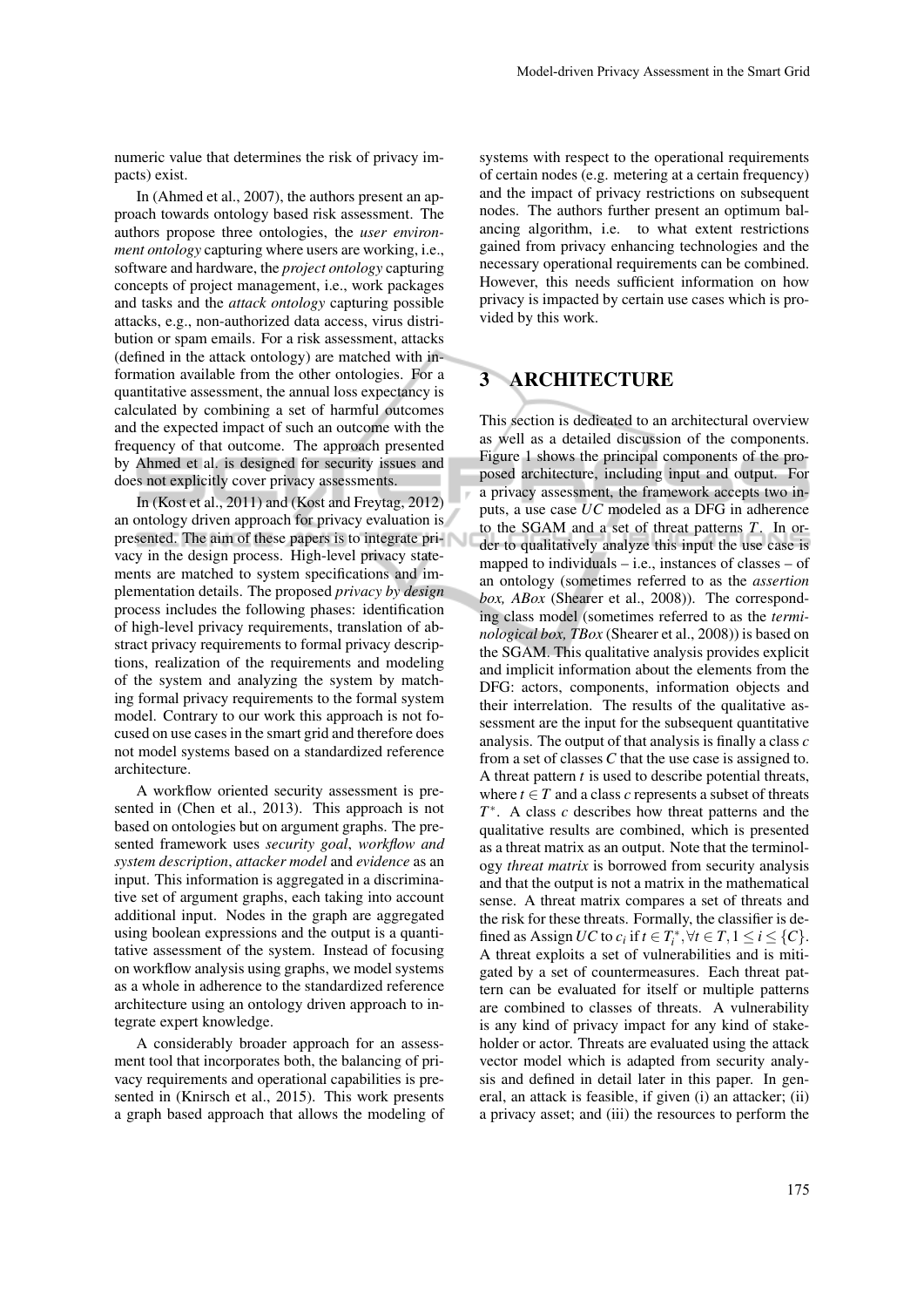numeric value that determines the risk of privacy impacts) exist.

In (Ahmed et al., 2007), the authors present an approach towards ontology based risk assessment. The authors propose three ontologies, the *user environment ontology* capturing where users are working, i.e., software and hardware, the *project ontology* capturing concepts of project management, i.e., work packages and tasks and the *attack ontology* capturing possible attacks, e.g., non-authorized data access, virus distribution or spam emails. For a risk assessment, attacks (defined in the attack ontology) are matched with information available from the other ontologies. For a quantitative assessment, the annual loss expectancy is calculated by combining a set of harmful outcomes and the expected impact of such an outcome with the frequency of that outcome. The approach presented by Ahmed et al. is designed for security issues and does not explicitly cover privacy assessments.

In (Kost et al., 2011) and (Kost and Freytag, 2012) an ontology driven approach for privacy evaluation is presented. The aim of these papers is to integrate privacy in the design process. High-level privacy statements are matched to system specifications and implementation details. The proposed *privacy by design* process includes the following phases: identification of high-level privacy requirements, translation of abstract privacy requirements to formal privacy descriptions, realization of the requirements and modeling of the system and analyzing the system by matching formal privacy requirements to the formal system model. Contrary to our work this approach is not focused on use cases in the smart grid and therefore does not model systems based on a standardized reference architecture.

A workflow oriented security assessment is presented in (Chen et al., 2013). This approach is not based on ontologies but on argument graphs. The presented framework uses *security goal*, *workflow and system description*, *attacker model* and *evidence* as an input. This information is aggregated in a discriminative set of argument graphs, each taking into account additional input. Nodes in the graph are aggregated using boolean expressions and the output is a quantitative assessment of the system. Instead of focusing on workflow analysis using graphs, we model systems as a whole in adherence to the standardized reference architecture using an ontology driven approach to integrate expert knowledge.

A considerably broader approach for an assessment tool that incorporates both, the balancing of privacy requirements and operational capabilities is presented in (Knirsch et al., 2015). This work presents a graph based approach that allows the modeling of systems with respect to the operational requirements of certain nodes (e.g. metering at a certain frequency) and the impact of privacy restrictions on subsequent nodes. The authors further present an optimum balancing algorithm, i.e. to what extent restrictions gained from privacy enhancing technologies and the necessary operational requirements can be combined. However, this needs sufficient information on how privacy is impacted by certain use cases which is provided by this work.

## 3 ARCHITECTURE

This section is dedicated to an architectural overview as well as a detailed discussion of the components. Figure 1 shows the principal components of the proposed architecture, including input and output. For a privacy assessment, the framework accepts two inputs, a use case $UC$ modeled as a DFG in adherence to the SGAM and a set of threat patterns $T$. In order to qualitatively analyze this input the use case is mapped to individuals – i.e., instances of classes – of an ontology (sometimes referred to as the *assertion box, ABox* (Shearer et al., 2008)). The corresponding class model (sometimes referred to as the *terminological box, TBox* (Shearer et al., 2008)) is based on the SGAM. This qualitative analysis provides explicit and implicit information about the elements from the DFG: actors, components, information objects and their interrelation. The results of the qualitative assessment are the input for the subsequent quantitative analysis. The output of that analysis is finally a class $c$ from a set of classes $C$ that the use case is assigned to. A threat pattern $t$ is used to describe potential threats, where $t \in T$ and a class $c$ represents a subset of threats $T^*$. A class $c$ describes how threat patterns and the qualitative results are combined, which is presented as a threat matrix as an output. Note that the terminology *threat matrix* is borrowed from security analysis and that the output is not a matrix in the mathematical sense. A threat matrix compares a set of threats and the risk for these threats. Formally, the classifier is defined as Assign $UC$ to $c_i$ if $t \in T_i^*, \forall t \in T, 1 \leq i \leq \{C\}$. A threat exploits a set of vulnerabilities and is mitigated by a set of countermeasures. Each threat pattern can be evaluated for itself or multiple patterns are combined to classes of threats. A vulnerability is any kind of privacy impact for any kind of stakeholder or actor. Threats are evaluated using the attack vector model which is adapted from security analysis and defined in detail later in this paper. In general, an attack is feasible, if given (i) an attacker; (ii) a privacy asset; and (iii) the resources to perform the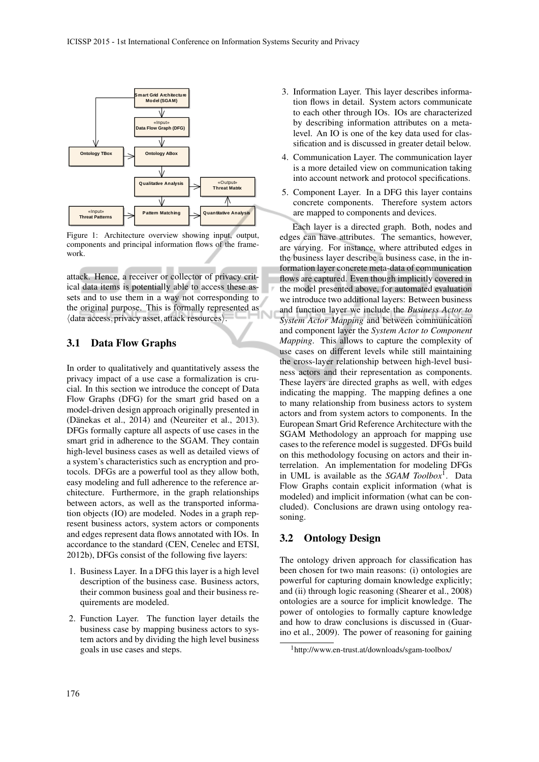Smart Grid Architecture Model (SGAM)

«Input»
Data Flow Graph (DFG)

Ontology TBox

Ontology ABox

Qualitative Analysis

«Output»
Threat Matrix

«Input»
Threat Patterns

Pattern Matching

Quantitative Analysis

Figure 1: Architecture overview showing input, output, components and principal information flows of the framework.

attack. Hence, a receiver or collector of privacy critical data items is potentially able to access these assets and to use them in a way not corresponding to the original purpose. This is formally represented as $\langle \text{data access}, \text{privacy asset}, \text{attack resources} \rangle$.

## 3.1 Data Flow Graphs

In order to qualitatively and quantitatively assess the privacy impact of a use case a formalization is crucial. In this section we introduce the concept of Data Flow Graphs (DFG) for the smart grid based on a model-driven design approach originally presented in (Dänekas et al., 2014) and (Neureiter et al., 2013). DFGs formally capture all aspects of use cases in the smart grid in adherence to the SGAM. They contain high-level business cases as well as detailed views of a system's characteristics such as encryption and protocols. DFGs are a powerful tool as they allow both, easy modeling and full adherence to the reference architecture. Furthermore, in the graph relationships between actors, as well as the transported information objects (IO) are modeled. Nodes in a graph represent business actors, system actors or components and edges represent data flows annotated with IOs. In accordance to the standard (CEN, Cenelec and ETSI, 2012b), DFGs consist of the following five layers:

1. Business Layer. In a DFG this layer is a high level description of the business case. Business actors, their common business goal and their business requirements are modeled.
2. Function Layer. The function layer details the business case by mapping business actors to system actors and by dividing the high level business goals in use cases and steps.
3. Information Layer. This layer describes information flows in detail. System actors communicate to each other through IOs. IOs are characterized by describing information attributes on a meta-level. An IO is one of the key data used for classification and is discussed in greater detail below.
4. Communication Layer. The communication layer is a more detailed view on communication taking into account network and protocol specifications.
5. Component Layer. In a DFG this layer contains concrete components. Therefore system actors are mapped to components and devices.

Each layer is a directed graph. Both, nodes and edges can have attributes. The semantics, however, are varying. For instance, where attributed edges in the business layer describe a business case, in the information layer concrete meta-data of communication flows are captured. Even though implicitly covered in the model presented above, for automated evaluation we introduce two additional layers: Between business and function layer we include the *Business Actor to System Actor Mapping* and between communication and component layer the *System Actor to Component Mapping*. This allows to capture the complexity of use cases on different levels while still maintaining the cross-layer relationship between high-level business actors and their representation as components. These layers are directed graphs as well, with edges indicating the mapping. The mapping defines a one to many relationship from business actors to system actors and from system actors to components. In the European Smart Grid Reference Architecture with the SGAM Methodology an approach for mapping use cases to the reference model is suggested. DFGs build on this methodology focusing on actors and their interrelation. An implementation for modeling DFGs in UML is available as the *SGAM Toolbox*[1]. Data Flow Graphs contain explicit information (what is modeled) and implicit information (what can be concluded). Conclusions are drawn using ontology reasoning.

## 3.2 Ontology Design

The ontology driven approach for classification has been chosen for two main reasons: (i) ontologies are powerful for capturing domain knowledge explicitly; and (ii) through logic reasoning (Shearer et al., 2008) ontologies are a source for implicit knowledge. The power of ontologies to formally capture knowledge and how to draw conclusions is discussed in (Guarino et al., 2009). The power of reasoning for gaining

[1] http://www.en-trust.at/downloads/sgam-toolbox/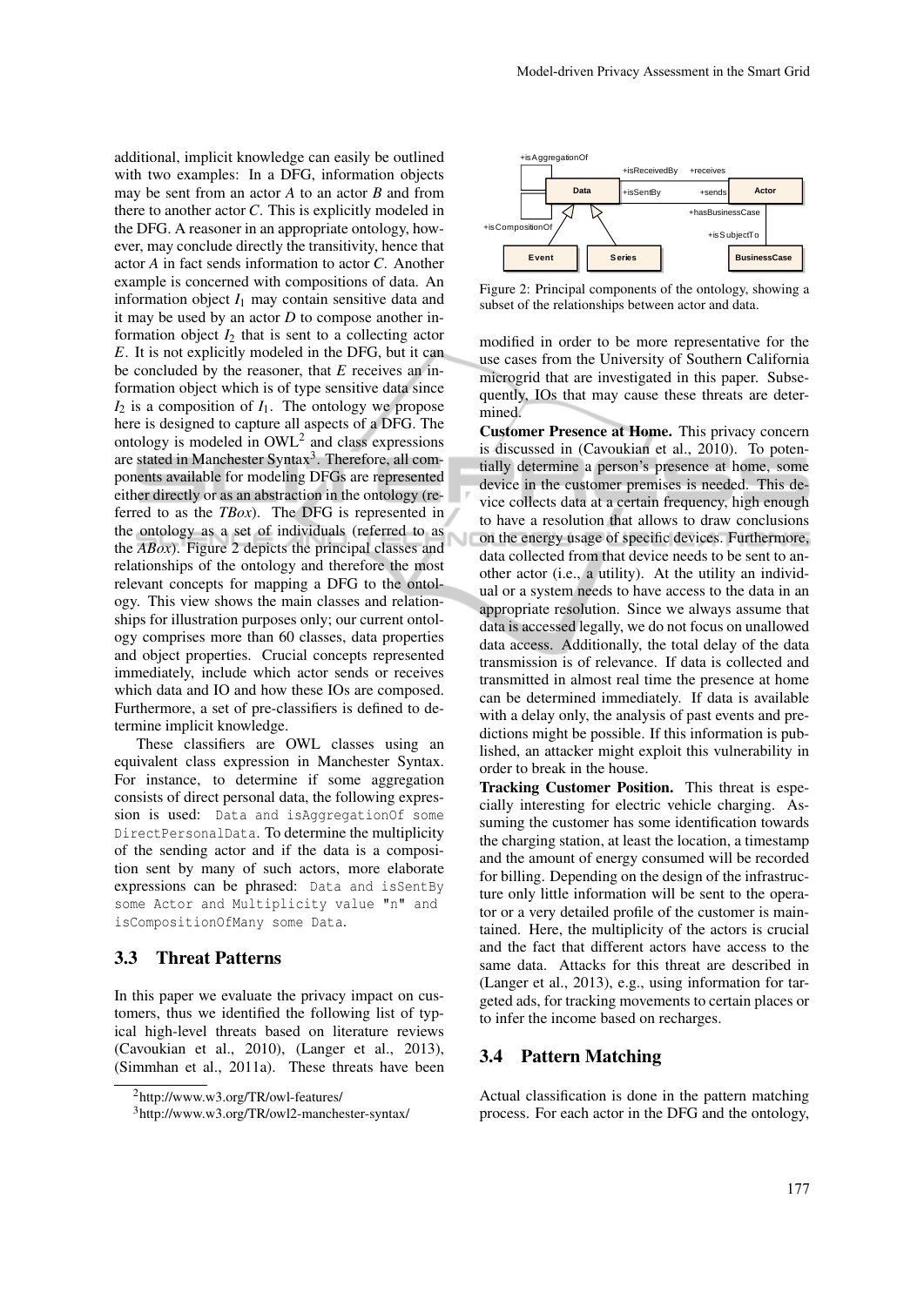additional, implicit knowledge can easily be outlined with two examples: In a DFG, information objects may be sent from an actor $A$ to an actor $B$ and from there to another actor $C$. This is explicitly modeled in the DFG. A reasoner in an appropriate ontology, however, may conclude directly the transitivity, hence that actor $A$ in fact sends information to actor $C$. Another example is concerned with compositions of data. An information object $I_1$ may contain sensitive data and it may be used by an actor $D$ to compose another information object $I_2$ that is sent to a collecting actor $E$. It is not explicitly modeled in the DFG, but it can be concluded by the reasoner, that $E$ receives an information object which is of type sensitive data since $I_2$ is a composition of $I_1$. The ontology we propose here is designed to capture all aspects of a DFG. The ontology is modeled in OWL[2] and class expressions are stated in Manchester Syntax[3]. Therefore, all components available for modeling DFGs are represented either directly or as an abstraction in the ontology (referred to as the *TBox*). The DFG is represented in the ontology as a set of individuals (referred to as the *ABox*). Figure 2 depicts the principal classes and relationships of the ontology and therefore the most relevant concepts for mapping a DFG to the ontology. This view shows the main classes and relationships for illustration purposes only; our current ontology comprises more than 60 classes, data properties and object properties. Crucial concepts represented immediately, include which actor sends or receives which data and IO and how these IOs are composed. Furthermore, a set of pre-classifiers is defined to determine implicit knowledge.

These classifiers are OWL classes using an equivalent class expression in Manchester Syntax. For instance, to determine if some aggregation consists of direct personal data, the following expression is used: `Data and isAggregationOf some DirectPersonalData`. To determine the multiplicity of the sending actor and if the data is a composition sent by many of such actors, more elaborate expressions can be phrased: `Data and isSentBy some Actor and Multiplicity value "n" and isCompositionOfMany some Data`.

+isAggregationOf
+isReceivedBy
+receives
Data
+isSentBy
+sends
Actor
+hasBusinessCase
+isCompositionOf
+isSubjectTo
Event
Series
BusinessCase

Figure 2: Principal components of the ontology, showing a subset of the relationships between actor and data.

## 3.3 Threat Patterns

In this paper we evaluate the privacy impact on customers, thus we identified the following list of typical high-level threats based on literature reviews (Cavoukian et al., 2010), (Langer et al., 2013), (Simmhan et al., 2011a). These threats have been modified in order to be more representative for the use cases from the University of Southern California microgrid that are investigated in this paper. Subsequently, IOs that may cause these threats are determined.

**Customer Presence at Home.** This privacy concern is discussed in (Cavoukian et al., 2010). To potentially determine a person's presence at home, some device in the customer premises is needed. This device collects data at a certain frequency, high enough to have a resolution that allows to draw conclusions on the energy usage of specific devices. Furthermore, data collected from that device needs to be sent to another actor (i.e., a utility). At the utility an individual or a system needs to have access to the data in an appropriate resolution. Since we always assume that data is accessed legally, we do not focus on unallowed data access. Additionally, the total delay of the data transmission is of relevance. If data is collected and transmitted in almost real time the presence at home can be determined immediately. If data is available with a delay only, the analysis of past events and predictions might be possible. If this information is published, an attacker might exploit this vulnerability in order to break in the house.

**Tracking Customer Position.** This threat is especially interesting for electric vehicle charging. Assuming the customer has some identification towards the charging station, at least the location, a timestamp and the amount of energy consumed will be recorded for billing. Depending on the design of the infrastructure only little information will be sent to the operator or a very detailed profile of the customer is maintained. Here, the multiplicity of the actors is crucial and the fact that different actors have access to the same data. Attacks for this threat are described in (Langer et al., 2013), e.g., using information for targeted ads, for tracking movements to certain places or to infer the income based on recharges.

## 3.4 Pattern Matching

Actual classification is done in the pattern matching process. For each actor in the DFG and the ontology,

[2] http://www.w3.org/TR/owl-features/

[3] http://www.w3.org/TR/owl2-manchester-syntax/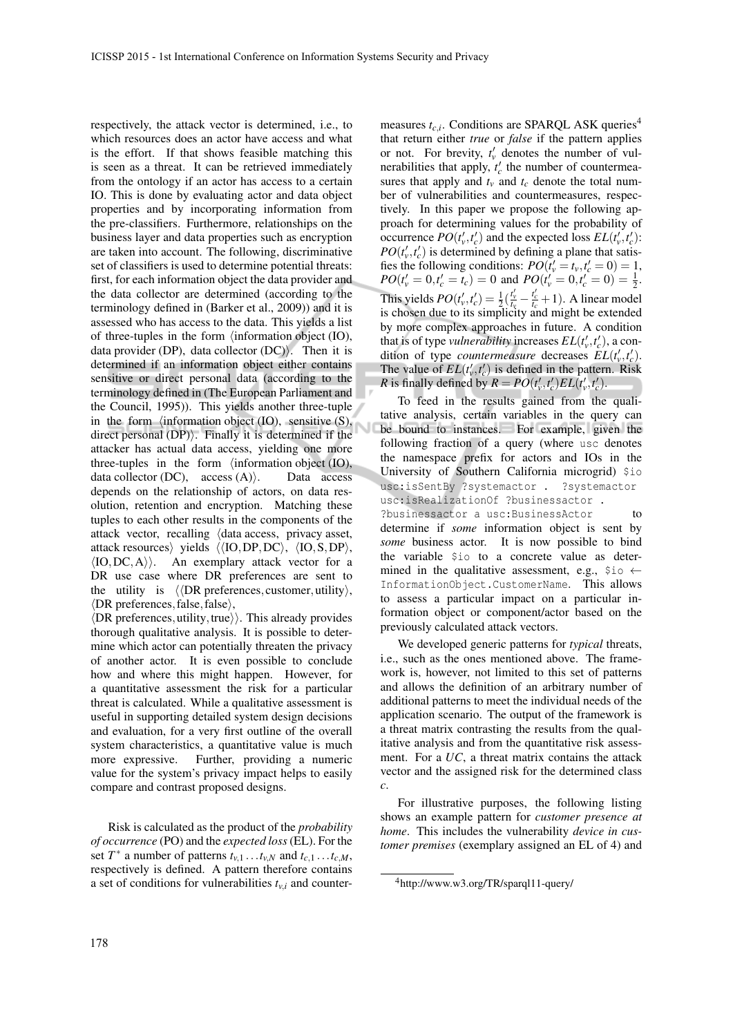respectively, the attack vector is determined, i.e., to which resources does an actor have access and what is the effort. If that shows feasible matching this is seen as a threat. It can be retrieved immediately from the ontology if an actor has access to a certain IO. This is done by evaluating actor and data object properties and by incorporating information from the pre-classifiers. Furthermore, relationships on the business layer and data properties such as encryption are taken into account. The following, discriminative set of classifiers is used to determine potential threats: first, for each information object the data provider and the data collector are determined (according to the terminology defined in (Barker et al., 2009)) and it is assessed who has access to the data. This yields a list of three-tuples in the form ⟨information object (IO), data provider (DP), data collector (DC)⟩. Then it is determined if an information object either contains sensitive or direct personal data (according to the terminology defined in (The European Parliament and the Council, 1995)). This yields another three-tuple in the form ⟨information object (IO), sensitive (S), direct personal (DP)⟩. Finally it is determined if the attacker has actual data access, yielding one more three-tuples in the form ⟨information object (IO), data collector (DC), access (A)⟩. Data access depends on the relationship of actors, on data resolution, retention and encryption. Matching these tuples to each other results in the components of the attack vector, recalling ⟨data access, privacy asset, attack resources⟩ yields $\langle\langle \mathrm{IO}, \mathrm{DP}, \mathrm{DC}\rangle, \langle \mathrm{IO}, \mathrm{S}, \mathrm{DP}\rangle, \langle \mathrm{IO}, \mathrm{DC}, \mathrm{A}\rangle\rangle$. An exemplary attack vector for a DR use case where DR preferences are sent to the utility is $\langle\langle \text{DR preferences}, \text{customer}, \text{utility}\rangle, \langle \text{DR preferences}, \text{false}, \text{false}\rangle, \langle \text{DR preferences}, \text{utility}, \text{true}\rangle\rangle$. This already provides thorough qualitative analysis. It is possible to determine which actor can potentially threaten the privacy of another actor. It is even possible to conclude how and where this might happen. However, for a quantitative assessment the risk for a particular threat is calculated. While a qualitative assessment is useful in supporting detailed system design decisions and evaluation, for a very first outline of the overall system characteristics, a quantitative value is much more expressive. Further, providing a numeric value for the system's privacy impact helps to easily compare and contrast proposed designs.

Risk is calculated as the product of the *probability of occurrence* (PO) and the *expected loss* (EL). For the set $T^*$ a number of patterns $t_{v,1} \dots t_{v,N}$ and $t_{c,1} \dots t_{c,M}$, respectively is defined. A pattern therefore contains a set of conditions for vulnerabilities $t_{v,i}$ and countermeasures $t_{c,i}$. Conditions are SPARQL ASK queries[4] that return either *true* or *false* if the pattern applies or not. For brevity, $t'_v$ denotes the number of vulnerabilities that apply, $t'_c$ the number of countermeasures that apply and $t_v$ and $t_c$ denote the total number of vulnerabilities and countermeasures, respectively. In this paper we propose the following approach for determining values for the probability of occurrence $PO(t'_v, t'_c)$ and the expected loss $EL(t'_v, t'_c)$: $PO(t'_v, t'_c)$ is determined by defining a plane that satisfies the following conditions: $PO(t'_v = t_v, t'_c = 0) = 1$, $PO(t'_v = 0, t'_c = t_c) = 0$ and $PO(t'_v = 0, t'_c = 0) = \frac{1}{2}$. This yields $PO(t'_v, t'_c) = \frac{1}{2}(\frac{t'_v}{t_v} - \frac{t'_c}{t_c} + 1)$. A linear model is chosen due to its simplicity and might be extended by more complex approaches in future. A condition that is of type *vulnerability* increases $EL(t'_v, t'_c)$, a condition of type *countermeasure* decreases $EL(t'_v, t'_c)$. The value of $EL(t'_v, t'_c)$ is defined in the pattern. Risk $R$ is finally defined by $R = PO(t'_v, t'_c) EL(t'_v, t'_c)$.

To feed in the results gained from the qualitative analysis, certain variables in the query can be bound to instances. For example, given the following fraction of a query (where `usc` denotes the namespace prefix for actors and IOs in the University of Southern California microgrid) `$io usc:isSentBy ?systemactor . ?systemactor usc:isRealizationOf ?businessactor . ?businessactor a usc:BusinessActor` to determine if *some* information object is sent by *some* business actor. It is now possible to bind the variable `$io` to a concrete value as determined in the qualitative assessment, e.g., `$io` ← `InformationObject.CustomerName`. This allows to assess a particular impact on a particular information object or component/actor based on the previously calculated attack vectors.

We developed generic patterns for *typical* threats, i.e., such as the ones mentioned above. The framework is, however, not limited to this set of patterns and allows the definition of an arbitrary number of additional patterns to meet the individual needs of the application scenario. The output of the framework is a threat matrix contrasting the results from the qualitative analysis and from the quantitative risk assessment. For a *UC*, a threat matrix contains the attack vector and the assigned risk for the determined class $c$.

For illustrative purposes, the following listing shows an example pattern for *customer presence at home*. This includes the vulnerability *device in customer premises* (exemplary assigned an EL of 4) and

[4] http://www.w3.org/TR/sparql11-query/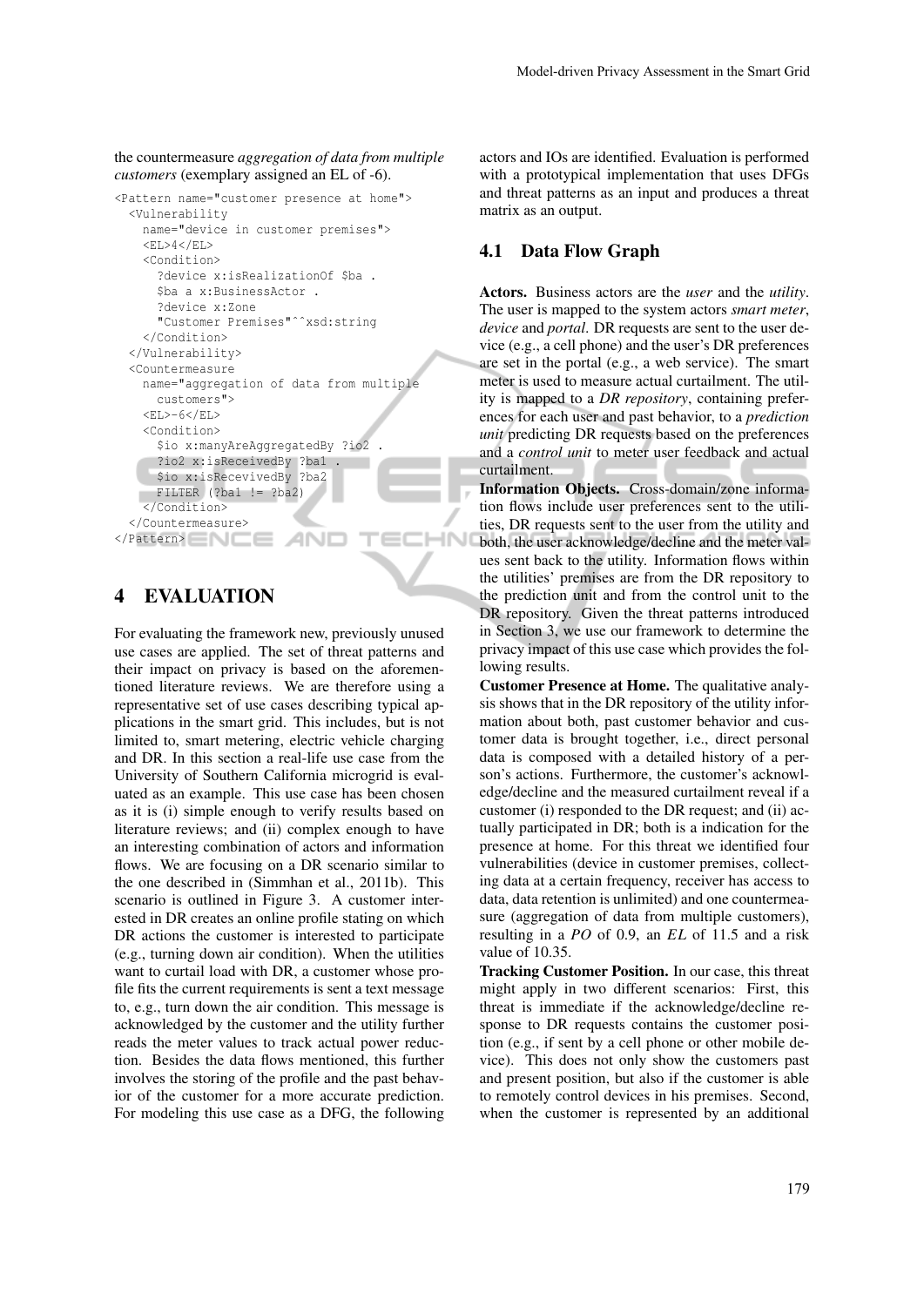the countermeasure *aggregation of data from multiple customers* (exemplary assigned an EL of -6).

```
<Pattern name="customer presence at home">
  <Vulnerability
    name="device in customer premises">
    <EL>4</EL>
    <Condition>
      ?device x:isRealizationOf $ba .
      $ba a x:BusinessActor .
      ?device x:Zone
      "Customer Premises"^^xsd:string
    </Condition>
  </Vulnerability>
  <Countermeasure
    name="aggregation of data from multiple
      customers">
    <EL>-6</EL>
    <Condition>
      $io x:manyAreAggregatedBy ?io2 .
      ?io2 x:isReceivedBy ?ba1 .
      $io x:isRecevivedBy ?ba2
      FILTER (?ba1 != ?ba2)
    </Condition>
  </Countermeasure>
</Pattern>
```

## 4 EVALUATION

For evaluating the framework new, previously unused use cases are applied. The set of threat patterns and their impact on privacy is based on the aforementioned literature reviews. We are therefore using a representative set of use cases describing typical applications in the smart grid. This includes, but is not limited to, smart metering, electric vehicle charging and DR. In this section a real-life use case from the University of Southern California microgrid is evaluated as an example. This use case has been chosen as it is (i) simple enough to verify results based on literature reviews; and (ii) complex enough to have an interesting combination of actors and information flows. We are focusing on a DR scenario similar to the one described in (Simmhan et al., 2011b). This scenario is outlined in Figure 3. A customer interested in DR creates an online profile stating on which DR actions the customer is interested to participate (e.g., turning down air condition). When the utilities want to curtail load with DR, a customer whose profile fits the current requirements is sent a text message to, e.g., turn down the air condition. This message is acknowledged by the customer and the utility further reads the meter values to track actual power reduction. Besides the data flows mentioned, this further involves the storing of the profile and the past behavior of the customer for a more accurate prediction. For modeling this use case as a DFG, the following actors and IOs are identified. Evaluation is performed with a prototypical implementation that uses DFGs and threat patterns as an input and produces a threat matrix as an output.

### 4.1 Data Flow Graph

**Actors.** Business actors are the *user* and the *utility*. The user is mapped to the system actors *smart meter*, *device* and *portal*. DR requests are sent to the user device (e.g., a cell phone) and the user's DR preferences are set in the portal (e.g., a web service). The smart meter is used to measure actual curtailment. The utility is mapped to a *DR repository*, containing preferences for each user and past behavior, to a *prediction unit* predicting DR requests based on the preferences and a *control unit* to meter user feedback and actual curtailment.

**Information Objects.** Cross-domain/zone information flows include user preferences sent to the utilities, DR requests sent to the user from the utility and both, the user acknowledge/decline and the meter values sent back to the utility. Information flows within the utilities' premises are from the DR repository to the prediction unit and from the control unit to the DR repository. Given the threat patterns introduced in Section 3, we use our framework to determine the privacy impact of this use case which provides the following results.

**Customer Presence at Home.** The qualitative analysis shows that in the DR repository of the utility information about both, past customer behavior and customer data is brought together, i.e., direct personal data is composed with a detailed history of a person's actions. Furthermore, the customer's acknowledge/decline and the measured curtailment reveal if a customer (i) responded to the DR request; and (ii) actually participated in DR; both is a indication for the presence at home. For this threat we identified four vulnerabilities (device in customer premises, collecting data at a certain frequency, receiver has access to data, data retention is unlimited) and one countermeasure (aggregation of data from multiple customers), resulting in a *PO* of 0.9, an *EL* of 11.5 and a risk value of 10.35.

**Tracking Customer Position.** In our case, this threat might apply in two different scenarios: First, this threat is immediate if the acknowledge/decline response to DR requests contains the customer position (e.g., if sent by a cell phone or other mobile device). This does not only show the customers past and present position, but also if the customer is able to remotely control devices in his premises. Second, when the customer is represented by an additional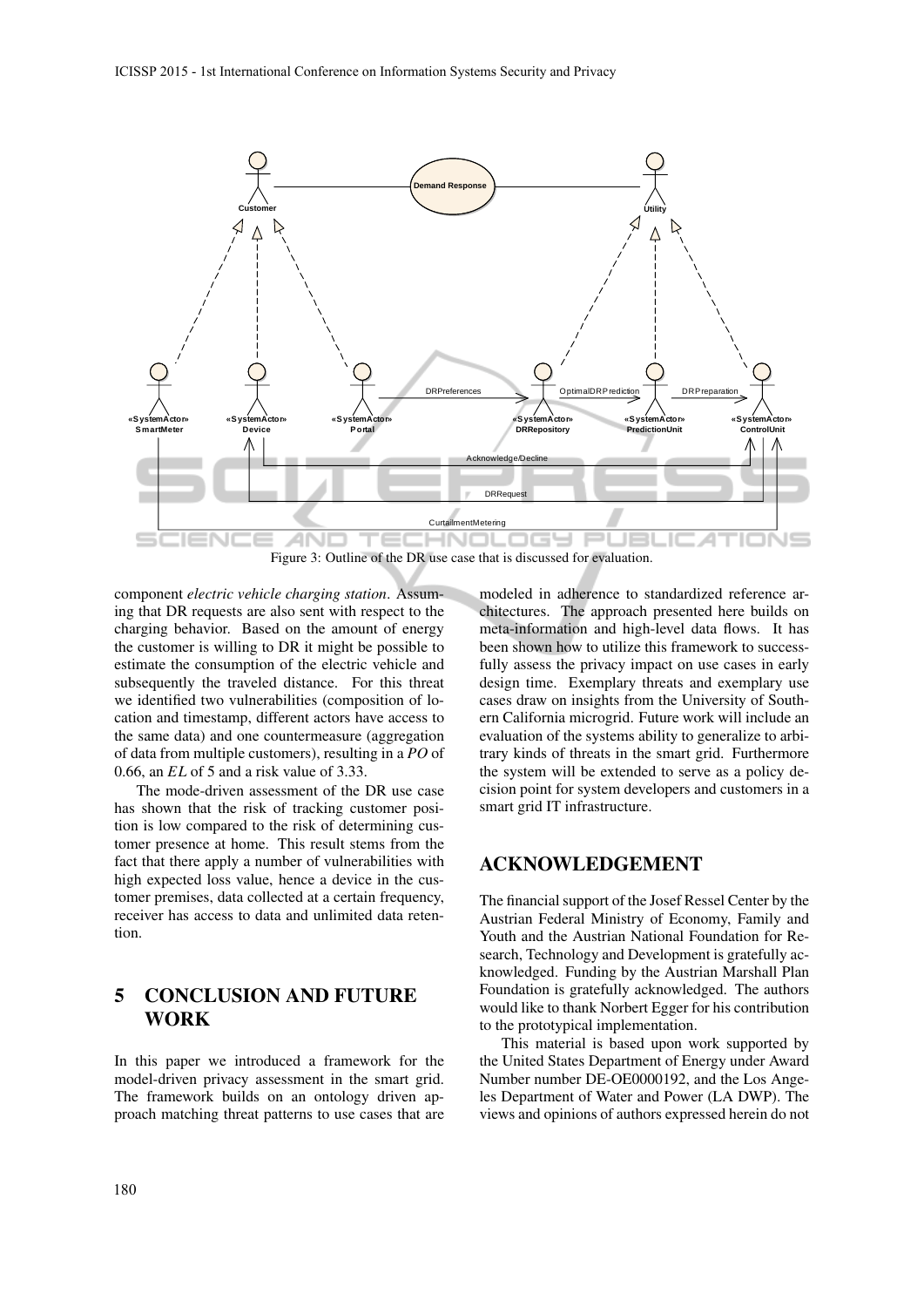Figure 3: Outline of the DR use case that is discussed for evaluation.

component *electric vehicle charging station*. Assuming that DR requests are also sent with respect to the charging behavior. Based on the amount of energy the customer is willing to DR it might be possible to estimate the consumption of the electric vehicle and subsequently the traveled distance. For this threat we identified two vulnerabilities (composition of location and timestamp, different actors have access to the same data) and one countermeasure (aggregation of data from multiple customers), resulting in a *PO* of 0.66, an *EL* of 5 and a risk value of 3.33.

The mode-driven assessment of the DR use case has shown that the risk of tracking customer position is low compared to the risk of determining customer presence at home. This result stems from the fact that there apply a number of vulnerabilities with high expected loss value, hence a device in the customer premises, data collected at a certain frequency, receiver has access to data and unlimited data retention.

## 5 CONCLUSION AND FUTURE WORK

In this paper we introduced a framework for the model-driven privacy assessment in the smart grid. The framework builds on an ontology driven approach matching threat patterns to use cases that are modeled in adherence to standardized reference architectures. The approach presented here builds on meta-information and high-level data flows. It has been shown how to utilize this framework to successfully assess the privacy impact on use cases in early design time. Exemplary threats and exemplary use cases draw on insights from the University of Southern California microgrid. Future work will include an evaluation of the systems ability to generalize to arbitrary kinds of threats in the smart grid. Furthermore the system will be extended to serve as a policy decision point for system developers and customers in a smart grid IT infrastructure.

## ACKNOWLEDGEMENT

The financial support of the Josef Ressel Center by the Austrian Federal Ministry of Economy, Family and Youth and the Austrian National Foundation for Research, Technology and Development is gratefully acknowledged. Funding by the Austrian Marshall Plan Foundation is gratefully acknowledged. The authors would like to thank Norbert Egger for his contribution to the prototypical implementation.

This material is based upon work supported by the United States Department of Energy under Award Number number DE-OE0000192, and the Los Angeles Department of Water and Power (LA DWP). The views and opinions of authors expressed herein do not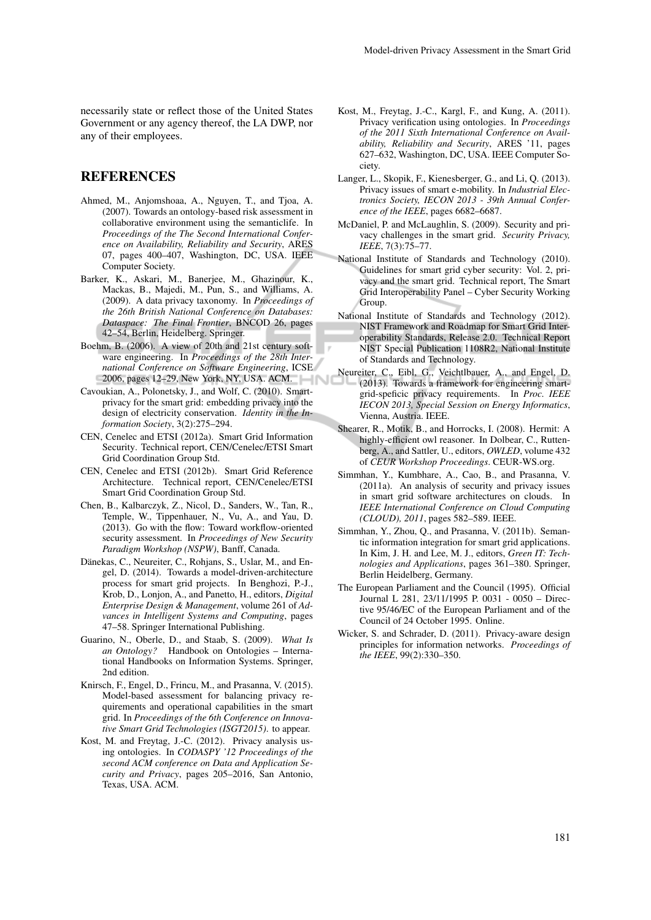necessarily state or reflect those of the United States Government or any agency thereof, the LA DWP, nor any of their employees.

## REFERENCES

Ahmed, M., Anjomshoaa, A., Nguyen, T., and Tjoa, A. (2007). Towards an ontology-based risk assessment in collaborative environment using the semanticlife. In *Proceedings of the The Second International Conference on Availability, Reliability and Security*, ARES 07, pages 400–407, Washington, DC, USA. IEEE Computer Society.

Barker, K., Askari, M., Banerjee, M., Ghazinour, K., Mackas, B., Majedi, M., Pun, S., and Williams, A. (2009). A data privacy taxonomy. In *Proceedings of the 26th British National Conference on Databases: Dataspace: The Final Frontier*, BNCOD 26, pages 42–54, Berlin, Heidelberg. Springer.

Boehm, B. (2006). A view of 20th and 21st century software engineering. In *Proceedings of the 28th International Conference on Software Engineering*, ICSE 2006, pages 12–29, New York, NY, USA. ACM.

Cavoukian, A., Polonetsky, J., and Wolf, C. (2010). Smartprivacy for the smart grid: embedding privacy into the design of electricity conservation. *Identity in the Information Society*, 3(2):275–294.

CEN, Cenelec and ETSI (2012a). Smart Grid Information Security. Technical report, CEN/Cenelec/ETSI Smart Grid Coordination Group Std.

CEN, Cenelec and ETSI (2012b). Smart Grid Reference Architecture. Technical report, CEN/Cenelec/ETSI Smart Grid Coordination Group Std.

Chen, B., Kalbarczyk, Z., Nicol, D., Sanders, W., Tan, R., Temple, W., Tippenhauer, N., Vu, A., and Yau, D. (2013). Go with the flow: Toward workflow-oriented security assessment. In *Proceedings of New Security Paradigm Workshop (NSPW)*, Banff, Canada.

Dänekas, C., Neureiter, C., Rohjans, S., Uslar, M., and Engel, D. (2014). Towards a model-driven-architecture process for smart grid projects. In Benghozi, P.-J., Krob, D., Lonjon, A., and Panetto, H., editors, *Digital Enterprise Design & Management*, volume 261 of *Advances in Intelligent Systems and Computing*, pages 47–58. Springer International Publishing.

Guarino, N., Oberle, D., and Staab, S. (2009). *What Is an Ontology?* Handbook on Ontologies – International Handbooks on Information Systems. Springer, 2nd edition.

Knirsch, F., Engel, D., Frincu, M., and Prasanna, V. (2015). Model-based assessment for balancing privacy requirements and operational capabilities in the smart grid. In *Proceedings of the 6th Conference on Innovative Smart Grid Technologies (ISGT2015)*. to appear.

Kost, M. and Freytag, J.-C. (2012). Privacy analysis using ontologies. In *CODASPY '12 Proceedings of the second ACM conference on Data and Application Security and Privacy*, pages 205–2016, San Antonio, Texas, USA. ACM.

Kost, M., Freytag, J.-C., Kargl, F., and Kung, A. (2011). Privacy verification using ontologies. In *Proceedings of the 2011 Sixth International Conference on Availability, Reliability and Security*, ARES '11, pages 627–632, Washington, DC, USA. IEEE Computer Society.

Langer, L., Skopik, F., Kienesberger, G., and Li, Q. (2013). Privacy issues of smart e-mobility. In *Industrial Electronics Society, IECON 2013 - 39th Annual Conference of the IEEE*, pages 6682–6687.

McDaniel, P. and McLaughlin, S. (2009). Security and privacy challenges in the smart grid. *Security Privacy, IEEE*, 7(3):75–77.

National Institute of Standards and Technology (2010). Guidelines for smart grid cyber security: Vol. 2, privacy and the smart grid. Technical report, The Smart Grid Interoperability Panel – Cyber Security Working Group.

National Institute of Standards and Technology (2012). NIST Framework and Roadmap for Smart Grid Interoperability Standards, Release 2.0. Technical Report NIST Special Publication 1108R2, National Institute of Standards and Technology.

Neureiter, C., Eibl, G., Veichtlbauer, A., and Engel, D. (2013). Towards a framework for engineering smartgrid-speficic privacy requirements. In *Proc. IEEE IECON 2013, Special Session on Energy Informatics*, Vienna, Austria. IEEE.

Shearer, R., Motik, B., and Horrocks, I. (2008). Hermit: A highly-efficient owl reasoner. In Dolbear, C., Ruttenberg, A., and Sattler, U., editors, *OWLED*, volume 432 of *CEUR Workshop Proceedings*. CEUR-WS.org.

Simmhan, Y., Kumbhare, A., Cao, B., and Prasanna, V. (2011a). An analysis of security and privacy issues in smart grid software architectures on clouds. In *IEEE International Conference on Cloud Computing (CLOUD), 2011*, pages 582–589. IEEE.

Simmhan, Y., Zhou, Q., and Prasanna, V. (2011b). Semantic information integration for smart grid applications. In Kim, J. H. and Lee, M. J., editors, *Green IT: Technologies and Applications*, pages 361–380. Springer, Berlin Heidelberg, Germany.

The European Parliament and the Council (1995). Official Journal L 281, 23/11/1995 P. 0031 - 0050 – Directive 95/46/EC of the European Parliament and of the Council of 24 October 1995. Online.

Wicker, S. and Schrader, D. (2011). Privacy-aware design principles for information networks. *Proceedings of the IEEE*, 99(2):330–350.